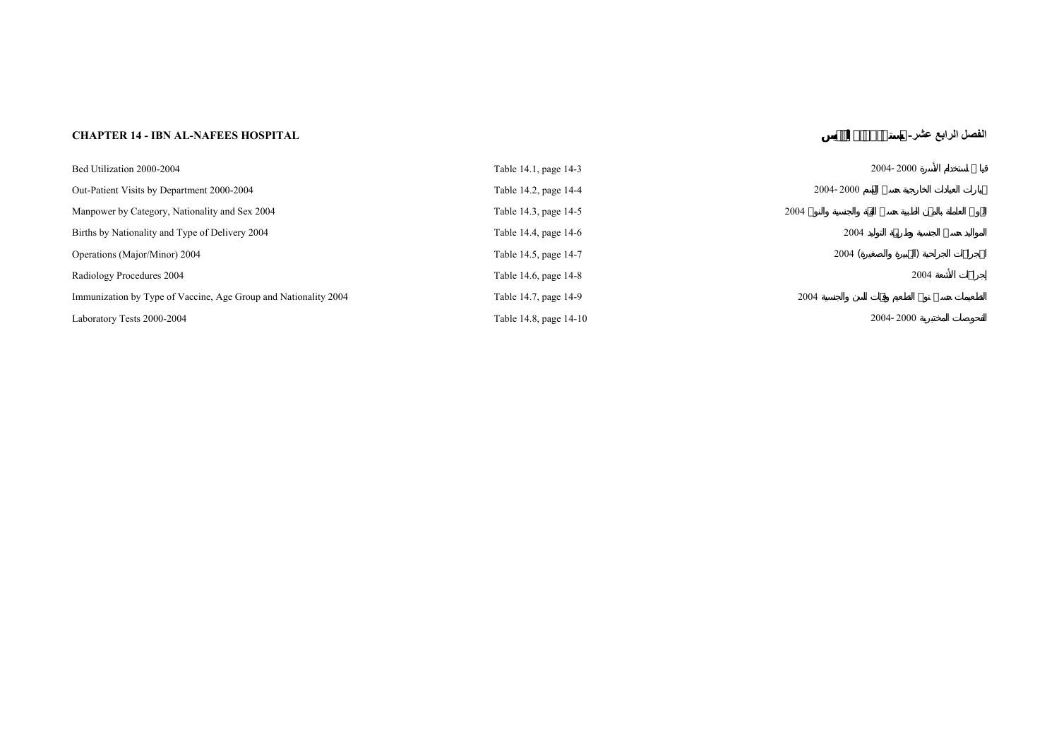**CHAPTER 14 - IBN AL-NAFEES HOSPITAL** | **الفصل الرابع عشر - مستشفى ابن النفيس**

| | | |
|---|---|---|
| Bed Utilization 2000-2004 | Table 14.1, page 14-3 | قياس استخدام الأسرة 2000 -2004 |
| Out-Patient Visits by Department 2000-2004 | Table 14.2, page 14-4 | زيارات العيادات الخارجية حسب القسم 2000 -2004 |
| Manpower by Category, Nationality and Sex 2004 | Table 14.3, page 14-5 | القوى العاملة بالمهن الطبية حسب المهنة والجنسية والنوع 2004 |
| Births by Nationality and Type of Delivery 2004 | Table 14.4, page 14-6 | المواليد حسب الجنسية وطريقة التوليد 2004 |
| Operations (Major/Minor) 2004 | Table 14.5, page 14-7 | العمليات الجراحية (الكبيرة والصغيرة) 2004 |
| Radiology Procedures 2004 | Table 14.6, page 14-8 | إجراءات الأشعة 2004 |
| Immunization by Type of Vaccine, Age Group and Nationality 2004 | Table 14.7, page 14-9 | التطعيمات حسب نوع الطعم وفئات السن والجنسية 2004 |
| Laboratory Tests 2000-2004 | Table 14.8, page 14-10 | الفحوصات المختبرية 2000 -2004 |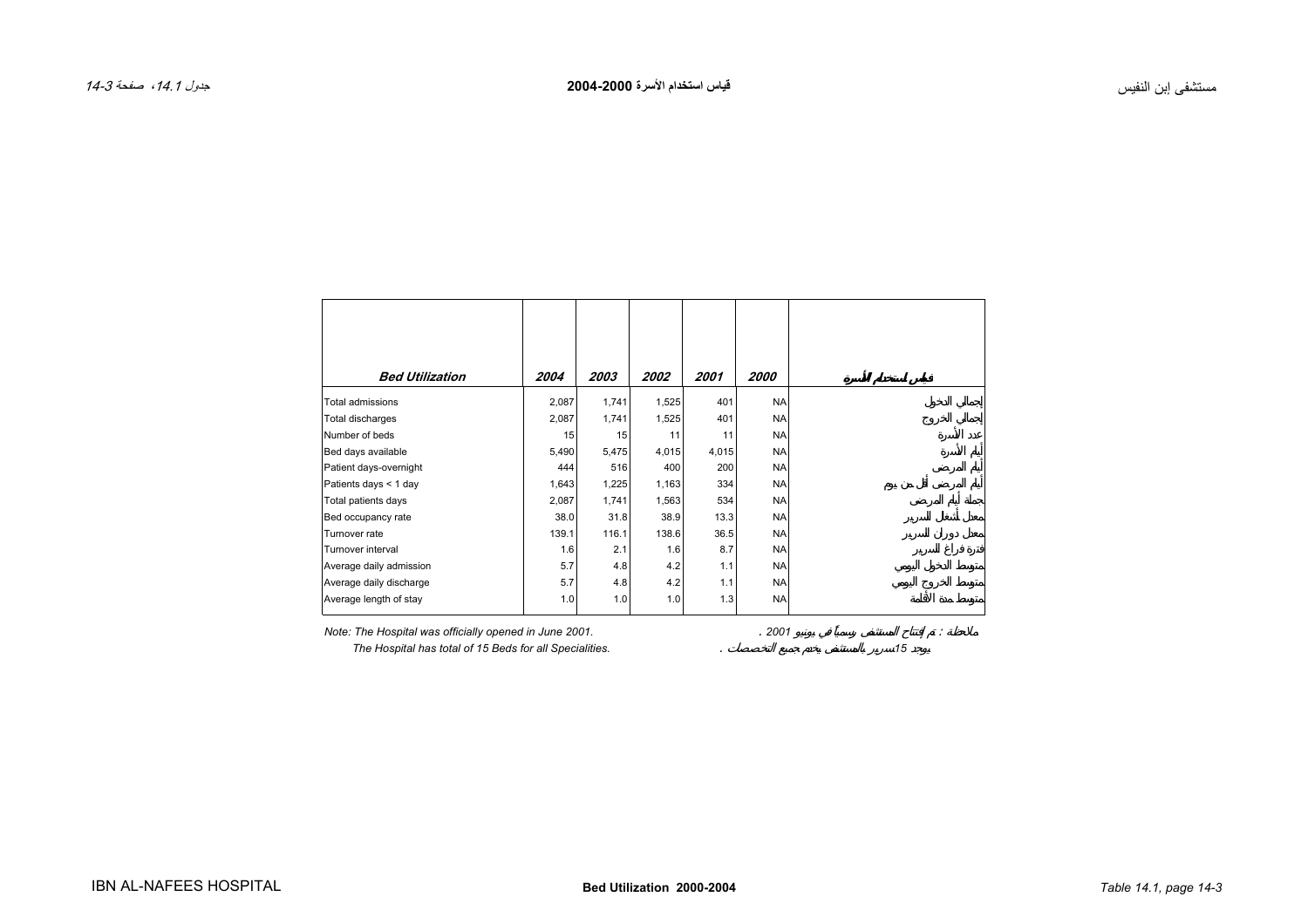| Bed Utilization | 2004 | 2003 | 2002 | 2001 | 2000 | قياس استخدام الأسرة |
|---|---|---|---|---|---|---|
| Total admissions | 2,087 | 1,741 | 1,525 | 401 | NA | إجمالي الدخول |
| Total discharges | 2,087 | 1,741 | 1,525 | 401 | NA | إجمالي الخروج |
| Number of beds | 15 | 15 | 11 | 11 | NA | عدد الأسرة |
| Bed days available | 5,490 | 5,475 | 4,015 | 4,015 | NA | أيام الأسرة |
| Patient days-overnight | 444 | 516 | 400 | 200 | NA | أيام المرضى |
| Patients days < 1 day | 1,643 | 1,225 | 1,163 | 334 | NA | أيام المرضى أقل من يوم |
| Total patients days | 2,087 | 1,741 | 1,563 | 534 | NA | جملة أيام المرضى |
| Bed occupancy rate | 38.0 | 31.8 | 38.9 | 13.3 | NA | معدل أشغال السرير |
| Turnover rate | 139.1 | 116.1 | 138.6 | 36.5 | NA | معدل دوران السرير |
| Turnover interval | 1.6 | 2.1 | 1.6 | 8.7 | NA | فترة فراغ السرير |
| Average daily admission | 5.7 | 4.8 | 4.2 | 1.1 | NA | متوسط الدخول اليومي |
| Average daily discharge | 5.7 | 4.8 | 4.2 | 1.1 | NA | متوسط الخروج اليومي |
| Average length of stay | 1.0 | 1.0 | 1.0 | 1.3 | NA | متوسط مدة الأقامة |

*Note: The Hospital was officially opened in June 2001.*

*The Hospital has total of 15 Beds for all Specialities.*

*ملاحظة : تم إفتتاح المستشفى رسمياً في يونيو 2001 .*

*يوجد 15سرير بالمستشفى يخدم جميع التخصصات .*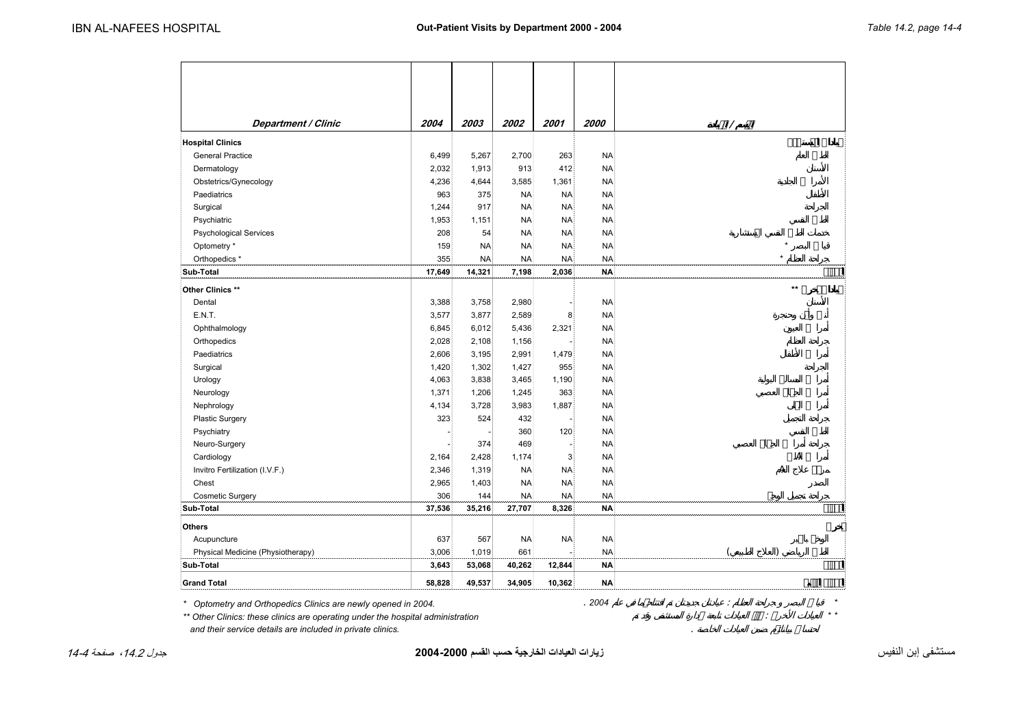# Out-Patient Visits by Department 2000 - 2004

| *Department / Clinic* | *2004* | *2003* | *2002* | *2001* | *2000* | القسم / العيادة |
|---|---|---|---|---|---|---|
| **Hospital Clinics** | | | | | | عيادات المستشفى |
| General Practice | 6,499 | 5,267 | 2,700 | 263 | NA | الطب العام |
| Dermatology | 2,032 | 1,913 | 913 | 412 | NA | الأسنان |
| Obstetrics/Gynecology | 4,236 | 4,644 | 3,585 | 1,361 | NA | الأمراض الجلدية |
| Paediatrics | 963 | 375 | NA | NA | NA | الأطفال |
| Surgical | 1,244 | 917 | NA | NA | NA | الجراحة |
| Psychiatric | 1,953 | 1,151 | NA | NA | NA | الطب النفسي |
| Psychological Services | 208 | 54 | NA | NA | NA | خدمات الطب النفسي الاستشارية |
| Optometry * | 159 | NA | NA | NA | NA | قياس البصر * |
| Orthopedics * | 355 | NA | NA | NA | NA | جراحة العظام * |
| **Sub-Total** | **17,649** | **14,321** | **7,198** | **2,036** | **NA** | |
| **Other Clinics \*\*** | | | | | | عيادات أخرى ** |
| Dental | 3,388 | 3,758 | 2,980 | - | NA | الأسنان |
| E.N.T. | 3,577 | 3,877 | 2,589 | 8 | NA | أنف وأذن وحنجرة |
| Ophthalmology | 6,845 | 6,012 | 5,436 | 2,321 | NA | أمراض العيون |
| Orthopedics | 2,028 | 2,108 | 1,156 | - | NA | جراحة العظام |
| Paediatrics | 2,606 | 3,195 | 2,991 | 1,479 | NA | أمراض الأطفال |
| Surgical | 1,420 | 1,302 | 1,427 | 955 | NA | الجراحة |
| Urology | 4,063 | 3,838 | 3,465 | 1,190 | NA | أمراض المسالك البولية |
| Neurology | 1,371 | 1,206 | 1,245 | 363 | NA | أمراض الجهاز العصبي |
| Nephrology | 4,134 | 3,728 | 3,983 | 1,887 | NA | أمراض الكلى |
| Plastic Surgery | 323 | 524 | 432 | - | NA | جراحة التجميل |
| Psychiatry | - | - | 360 | 120 | NA | الطب النفسي |
| Neuro-Surgery | - | 374 | 469 | - | NA | جراحة أمراض الجهاز العصبي |
| Cardiology | 2,164 | 2,428 | 1,174 | 3 | NA | أمراض القلب |
| Invitro Fertilization (I.V.F.) | 2,346 | 1,319 | NA | NA | NA | مركز علاج العقم |
| Chest | 2,965 | 1,403 | NA | NA | NA | الصدر |
| Cosmetic Surgery | 306 | 144 | NA | NA | NA | جراحة تجميل الوجه |
| **Sub-Total** | **37,536** | **35,216** | **27,707** | **8,326** | **NA** | |
| **Others** | | | | | | أخرى |
| Acupuncture | 637 | 567 | NA | NA | NA | الوخز بالإبر |
| Physical Medicine (Physiotherapy) | 3,006 | 1,019 | 661 | - | NA | الطب الرياضي (العلاج الطبيعي) |
| **Sub-Total** | **3,643** | **53,068** | **40,262** | **12,844** | **NA** | |
| **Grand Total** | **58,828** | **49,537** | **34,905** | **10,362** | **NA** | |

*\* Optometry and Orthopedics Clinics are newly opened in 2004.*

*\*\* Other Clinics: these clinics are operating under the hospital administration and their service details are included in private clinics.*

* قياس البصر وجراحة العظام : عيادتان جديدتان تم افتتاحهما في عام 2004 .

** العيادات الأخرى : هي العيادات تابعة لإدارة المستشفى وقد تم احتساب بياناتها ضمن العيادات الخاصة .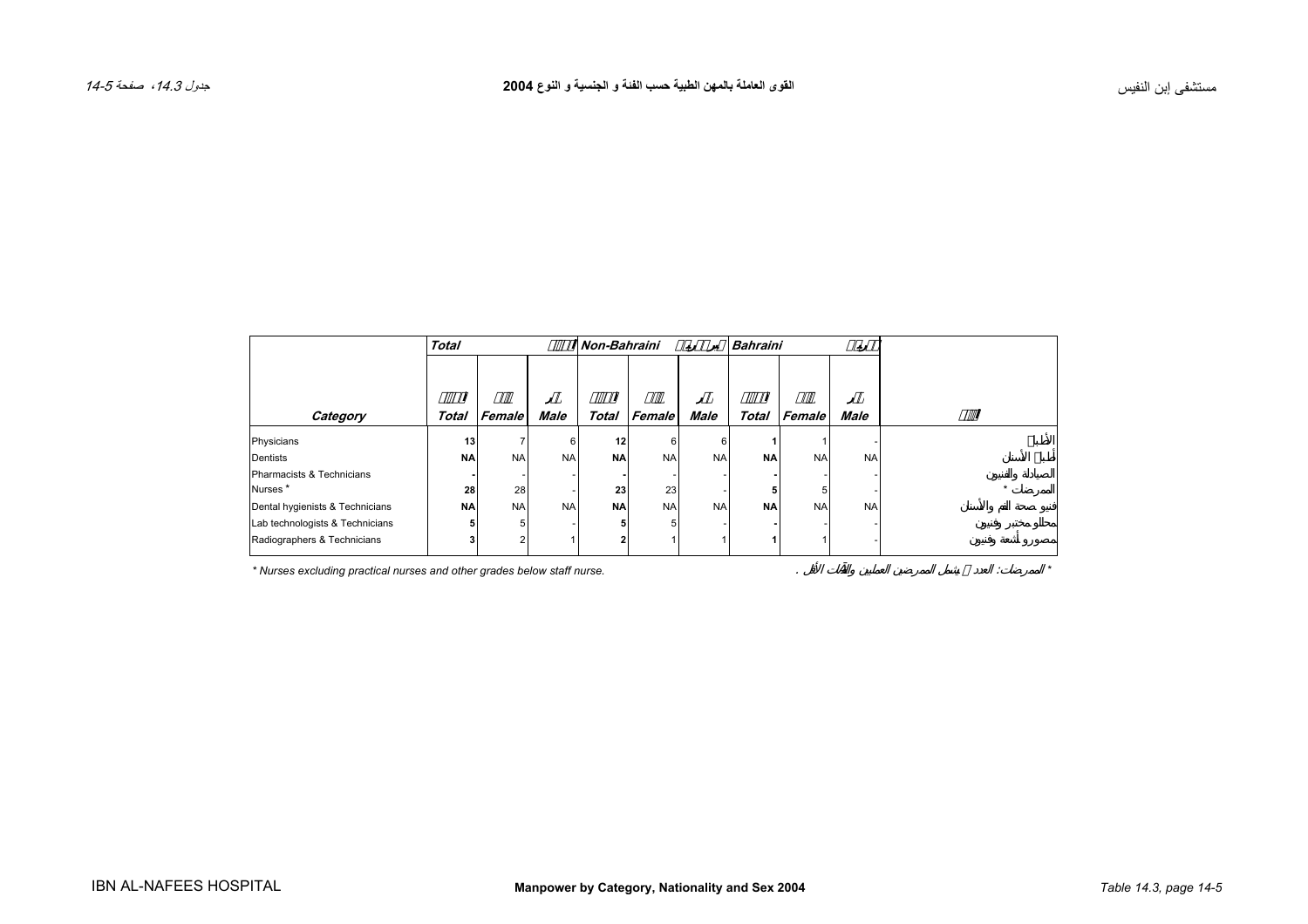# Manpower by Category, Nationality and Sex 2004

القوى العاملة بالمهن الطبية حسب الفئة و الجنسية و النوع 2004

IBN AL-NAFEES HOSPITAL

مستشفى إبن النفيس

| | Total | | | Non-Bahraini | | | Bahraini | | | |
|---|---|---|---|---|---|---|---|---|---|---|
| Category | Total | Female | Male | Total | Female | Male | Total | Female | Male | |
| Physicians | 13 | 7 | 6 | 12 | 6 | 6 | 1 | 1 | - | الأطباء |
| Dentists | NA | NA | NA | NA | NA | NA | NA | NA | NA | أطباء الأسنان |
| Pharmacists & Technicians | - | - | - | - | - | - | - | - | - | الصيادلة والفنيون |
| Nurses * | 28 | 28 | - | 23 | 23 | - | 5 | 5 | - | الممرضات * |
| Dental hygienists & Technicians | NA | NA | NA | NA | NA | NA | NA | NA | NA | فنيو صحة الفم والأسنان |
| Lab technologists & Technicians | 5 | 5 | - | 5 | 5 | - | - | - | - | محللو مختبر وفنيون |
| Radiographers & Technicians | 3 | 2 | 1 | 2 | 1 | 1 | 1 | 1 | - | مصورو أشعة وفنيون |

* Nurses excluding practical nurses and other grades below staff nurse.

* الممرضات: العدد لا يشمل الممرضين العمليين والفئات الأقل.

Table 14.3, page 14-5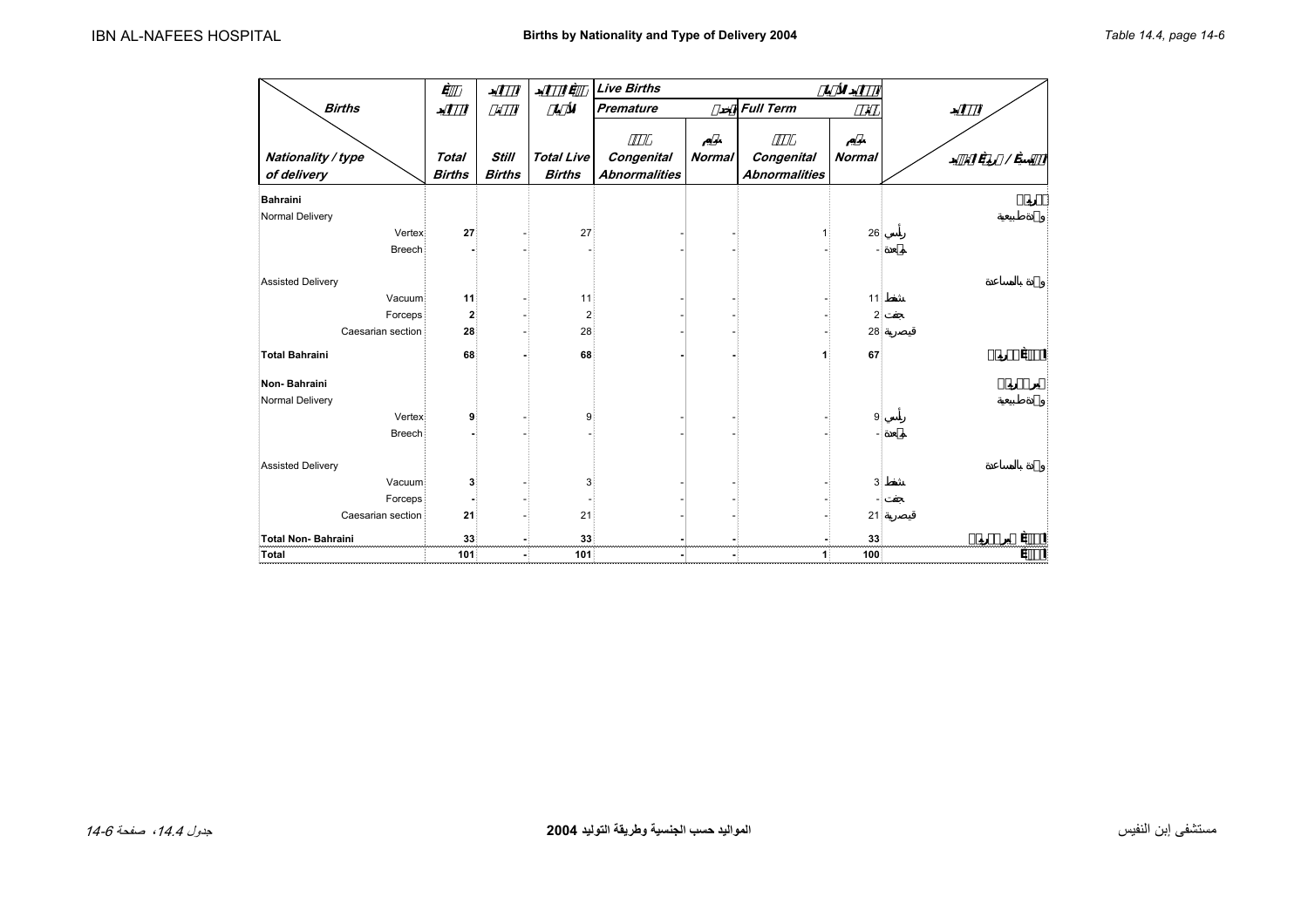# Births by Nationality and Type of Delivery 2004

| Births / Nationality / type of delivery | Total Births | Still Births | Total Live Births | Live Births: Premature — Congenital Abnormalities | Live Births: Premature — Normal | Live Births: Full Term — Congenital Abnormalities | Live Births: Full Term — Normal | |
|---|---|---|---|---|---|---|---|---|
| **Bahraini** | | | | | | | | |
| Normal Delivery | | | | | | | | ولادة طبيعية |
| Vertex | **27** | - | 27 | - | - | 1 | 26 | رأسي |
| Breech | **-** | - | - | - | - | - | - | مقعدة |
| Assisted Delivery | | | | | | | | ولادة بالمساعدة |
| Vacuum | **11** | - | 11 | - | - | - | 11 | شفط |
| Forceps | **2** | - | 2 | - | - | - | 2 | جفت |
| Caesarian section | **28** | - | 28 | - | - | - | 28 | قيصرية |
| **Total Bahraini** | **68** | **-** | **68** | **-** | **-** | **1** | **67** | |
| **Non- Bahraini** | | | | | | | | |
| Normal Delivery | | | | | | | | ولادة طبيعية |
| Vertex | **9** | - | 9 | - | - | - | 9 | رأسي |
| Breech | **-** | - | - | - | - | - | - | مقعدة |
| Assisted Delivery | | | | | | | | ولادة بالمساعدة |
| Vacuum | **3** | - | 3 | - | - | - | 3 | شفط |
| Forceps | **-** | - | - | - | - | - | - | جفت |
| Caesarian section | **21** | - | 21 | - | - | - | 21 | قيصرية |
| **Total Non- Bahraini** | **33** | **-** | **33** | **-** | **-** | **-** | **33** | |
| **Total** | **101** | **-** | **101** | **-** | **-** | **1** | **100** | |

المواليد حسب الجنسية وطريقة التوليد 2004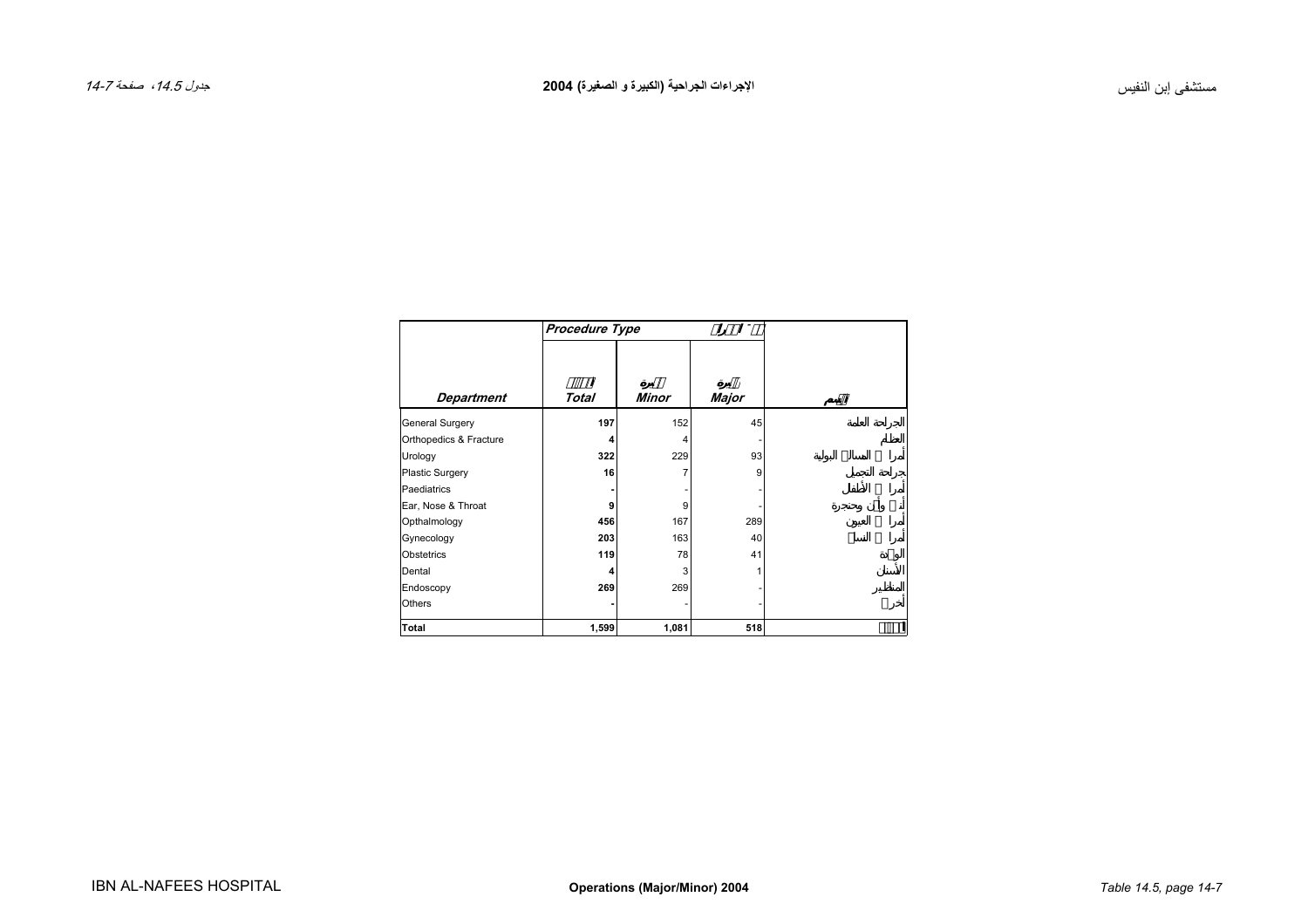# الإجراءات الجراحية (الكبيرة و الصغيرة) 2004

# Operations (Major/Minor) 2004

| Department | Procedure Type | | | |
|---|---|---|---|---|
| | Total | Minor | Major | |
| General Surgery | **197** | 152 | 45 | الجراحة العامة |
| Orthopedics & Fracture | **4** | 4 | - | العظام |
| Urology | **322** | 229 | 93 | أمراض المسالك البولية |
| Plastic Surgery | **16** | 7 | 9 | جراحة التجميل |
| Paediatrics | **-** | - | - | أمراض الأطفال |
| Ear, Nose & Throat | **9** | 9 | - | أنف وأذن وحنجرة |
| Opthalmology | **456** | 167 | 289 | أمراض العيون |
| Gynecology | **203** | 163 | 40 | أمراض النساء |
| Obstetrics | **119** | 78 | 41 | الولادة |
| Dental | **4** | 3 | 1 | الأسنان |
| Endoscopy | **269** | 269 | - | المناظير |
| Others | **-** | - | - | أخرى |
| **Total** | **1,599** | **1,081** | **518** | |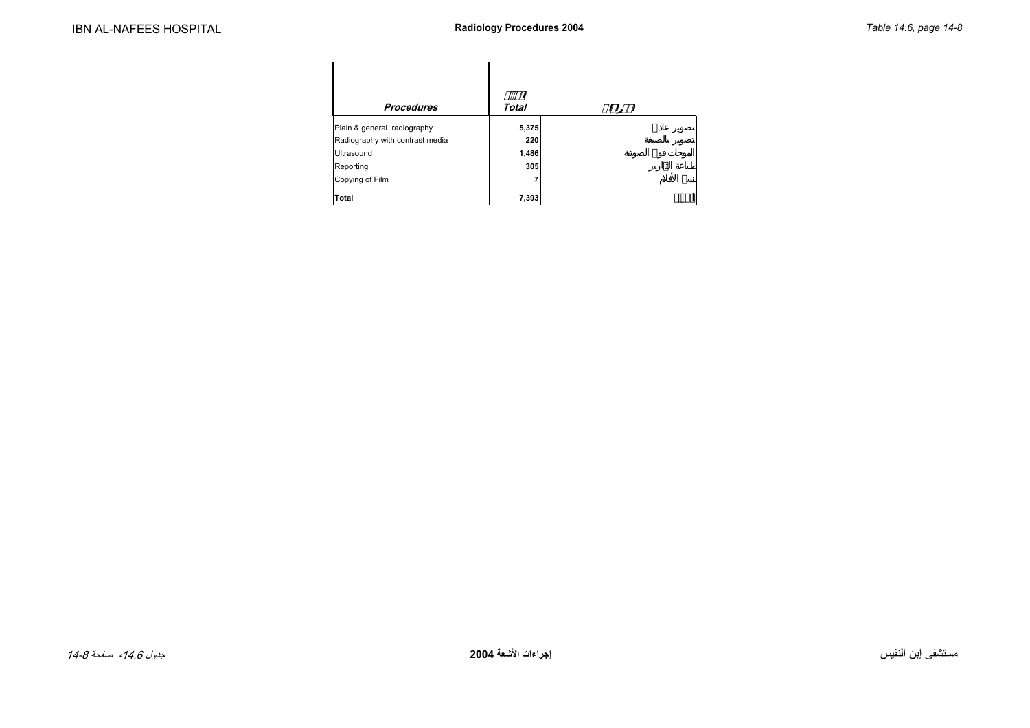| Procedures | Total | |
|---|---|---|
| Plain & general radiography | 5,375 | تصوير عادي |
| Radiography with contrast media | 220 | تصوير بالصبغة |
| Ultrasound | 1,486 | الموجات فوق الصوتية |
| Reporting | 305 | طباعة التقارير |
| Copying of Film | 7 | نسخ الأفلام |
| **Total** | **7,393** | |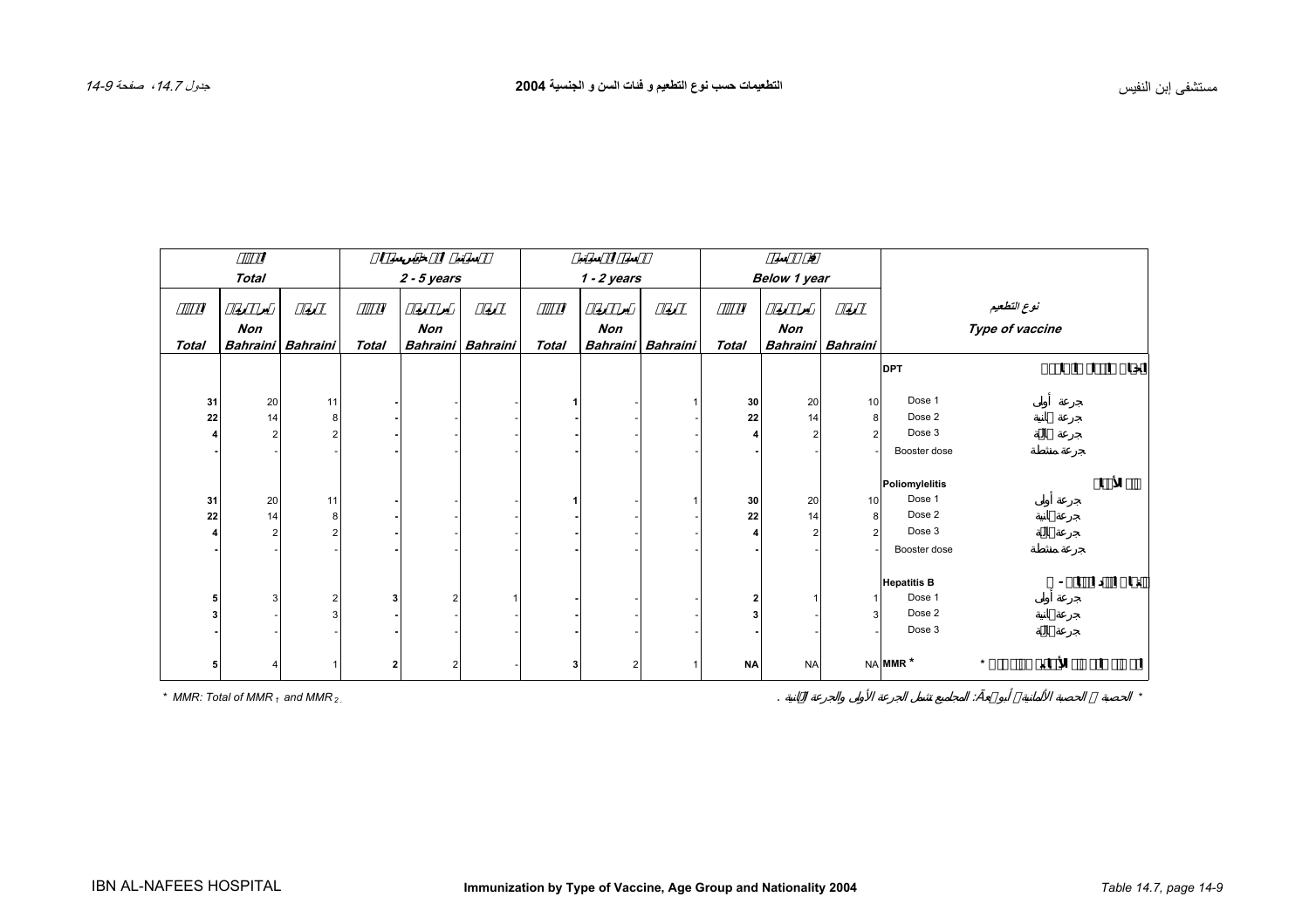مستشفى إبن النفيس

## التطعيمات حسب نوع التطعيم و فئات السن و الجنسية 2004

جدول 14.7، صفحة 14-9

## Immunization by Type of Vaccine, Age Group and Nationality 2004

| Total | | | 2 - 5 years | | | 1 - 2 years | | | Below 1 year | | | نوع التطعيم Type of vaccine | |
|---|---|---|---|---|---|---|---|---|---|---|---|---|---|
| Total | Non Bahraini | Bahraini | Total | Non Bahraini | Bahraini | Total | Non Bahraini | Bahraini | Total | Non Bahraini | Bahraini | | |
| | | | | | | | | | | | | **DPT** | |
| **31** | 20 | 11 | **-** | - | - | **1** | - | 1 | **30** | 20 | 10 | Dose 1 | جرعة أولى |
| **22** | 14 | 8 | **-** | - | - | **-** | - | - | **22** | 14 | 8 | Dose 2 | جرعة ثانية |
| **4** | 2 | 2 | **-** | - | - | **-** | - | - | **4** | 2 | 2 | Dose 3 | جرعة ثالثة |
| **-** | - | - | **-** | - | - | **-** | - | - | **-** | - | - | Booster dose | جرعة منشطة |
| | | | | | | | | | | | | **Poliomyelitis** | |
| **31** | 20 | 11 | **-** | - | - | **1** | - | 1 | **30** | 20 | 10 | Dose 1 | جرعة أولى |
| **22** | 14 | 8 | **-** | - | - | **-** | - | - | **22** | 14 | 8 | Dose 2 | جرعة ثانية |
| **4** | 2 | 2 | **-** | - | - | **-** | - | - | **4** | 2 | 2 | Dose 3 | جرعة ثالثة |
| **-** | - | - | **-** | - | - | **-** | - | - | **-** | - | - | Booster dose | جرعة منشطة |
| | | | | | | | | | | | | **Hepatitis B** | |
| **5** | 3 | 2 | **3** | 2 | 1 | **-** | - | - | **2** | 1 | 1 | Dose 1 | جرعة أولى |
| **3** | - | 3 | **-** | - | - | **-** | - | - | **3** | - | 3 | Dose 2 | جرعة ثانية |
| **-** | - | - | **-** | - | - | **-** | - | - | **-** | - | - | Dose 3 | جرعة ثالثة |
| **5** | 4 | 1 | **2** | 2 | - | **3** | 2 | 1 | **NA** | NA | NA | **MMR** * | * |

* MMR: Total of MMR $_1$ and MMR $_2$.

* الحصبة ، الحصبة الألمانية، أبو كعب: المجاميع تشمل الجرعة الأولى والجرعة الثانية .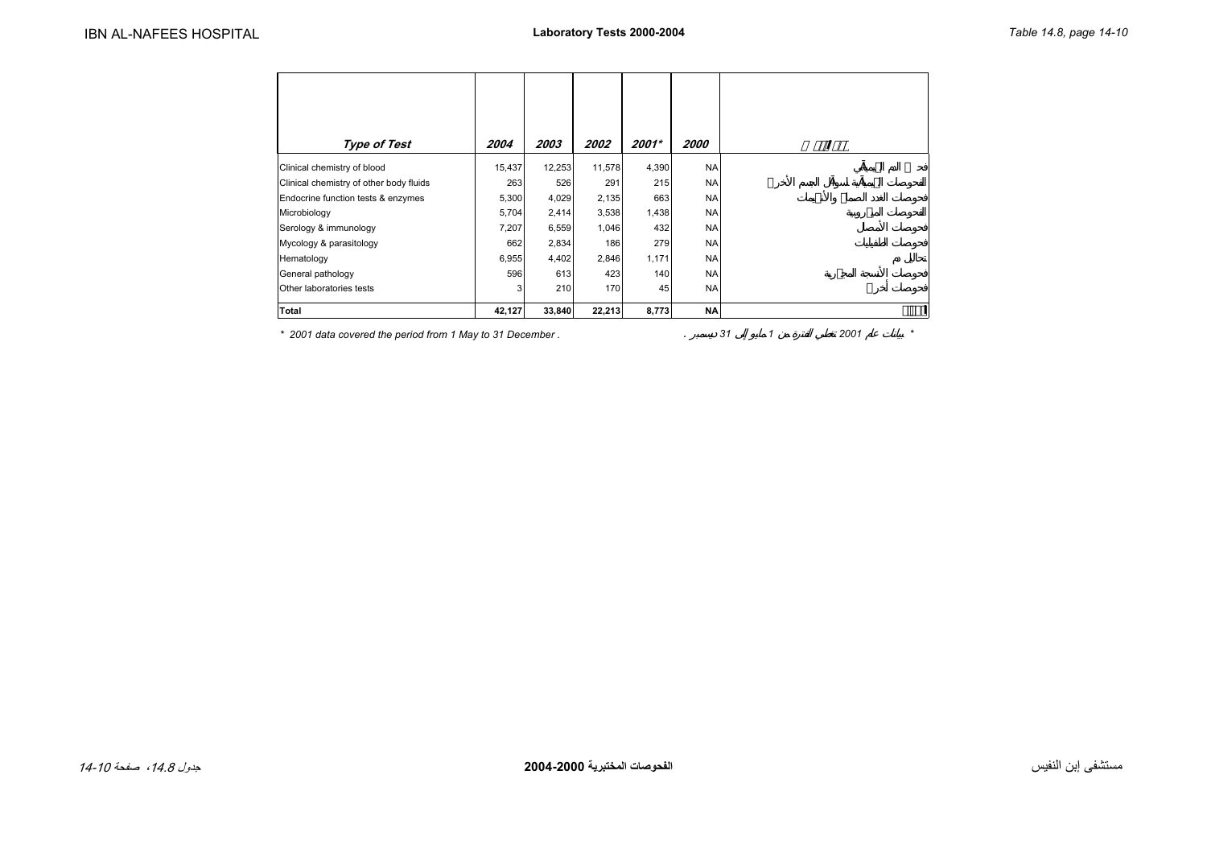| Type of Test | 2004 | 2003 | 2002 | 2001* | 2000 | نوع الفحص |
|---|---|---|---|---|---|---|
| Clinical chemistry of blood | 15,437 | 12,253 | 11,578 | 4,390 | NA | فحوصات الدم الكيميائية |
| Clinical chemistry of other body fluids | 263 | 526 | 291 | 215 | NA | الفحوصات الكيميائية لسوائل الجسم الأخرى |
| Endocrine function tests & enzymes | 5,300 | 4,029 | 2,135 | 663 | NA | فحوصات الغدد الصماء والأنزيمات |
| Microbiology | 5,704 | 2,414 | 3,538 | 1,438 | NA | الفحوصات الميكروبية |
| Serology & immunology | 7,207 | 6,559 | 1,046 | 432 | NA | فحوصات الأمصال |
| Mycology & parasitology | 662 | 2,834 | 186 | 279 | NA | فحوصات الطفيليات |
| Hematology | 6,955 | 4,402 | 2,846 | 1,171 | NA | تحاليل دم |
| General pathology | 596 | 613 | 423 | 140 | NA | فحوصات الأنسجة المجهرية |
| Other laboratories tests | 3 | 210 | 170 | 45 | NA | فحوصات أخرى |
| **Total** | **42,127** | **33,840** | **22,213** | **8,773** | **NA** | **المجموع** |

*\* 2001 data covered the period from 1 May to 31 December .*

*\* بيانات عام 2001 تغطي الفترة من 1 مايو إلى 31 ديسمبر .*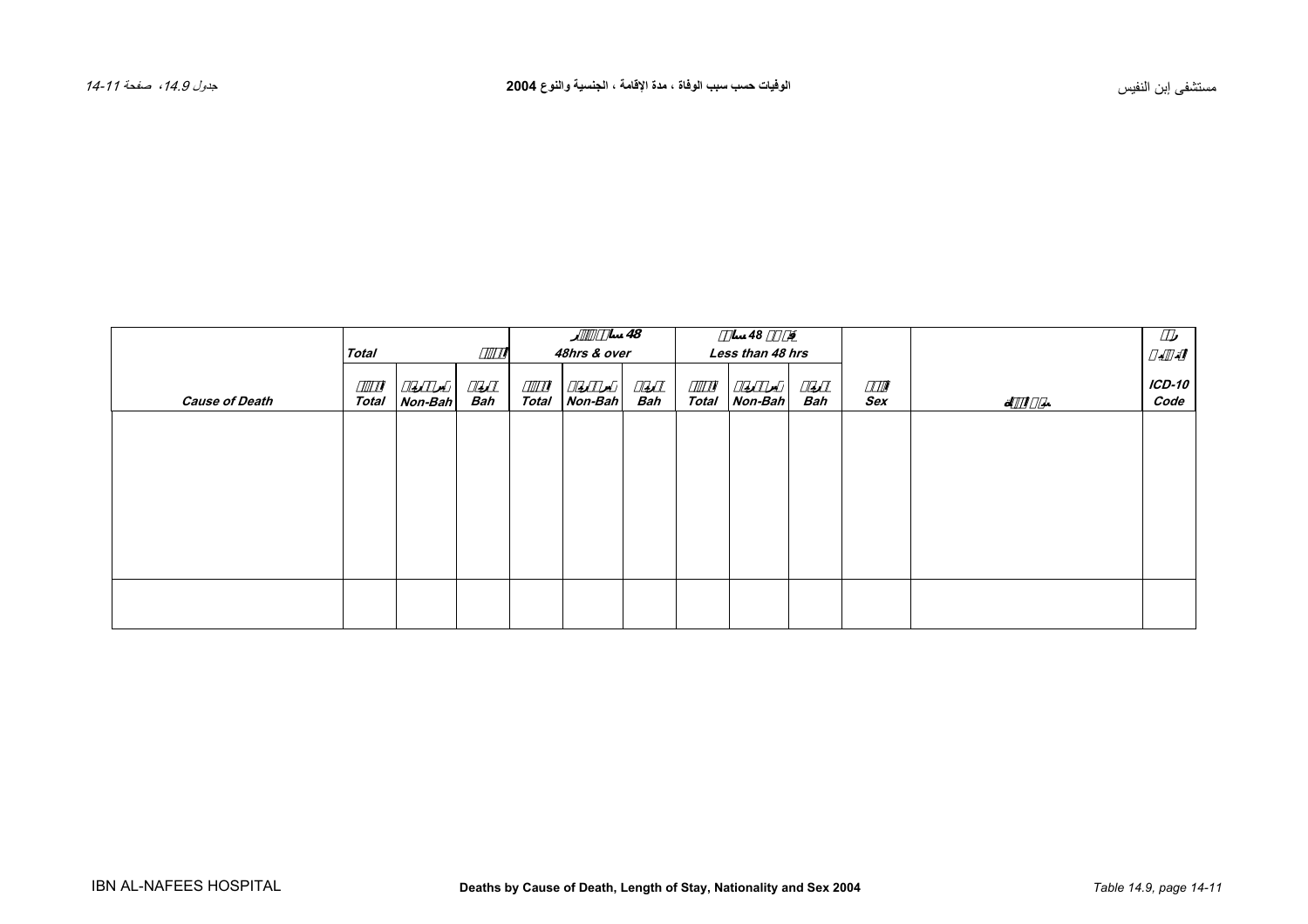# مستشفى إبن النفيس

## الوفيات حسب سبب الوفاة ، مدة الإقامة ، الجنسية والنوع 2004

جدول 14.9، صفحة 14-11

| | Total | | | 48hrs & over | | | Less than 48 hrs | | | | | |
|---|---|---|---|---|---|---|---|---|---|---|---|---|
| Cause of Death | Total | Non-Bah | Bah | Total | Non-Bah | Bah | Total | Non-Bah | Bah | Sex | | ICD-10 Code |
| | | | | | | | | | | | | |
| | | | | | | | | | | | | |

# IBN AL-NAFEES HOSPITAL

## Deaths by Cause of Death, Length of Stay, Nationality and Sex 2004

Table 14.9, page 14-11